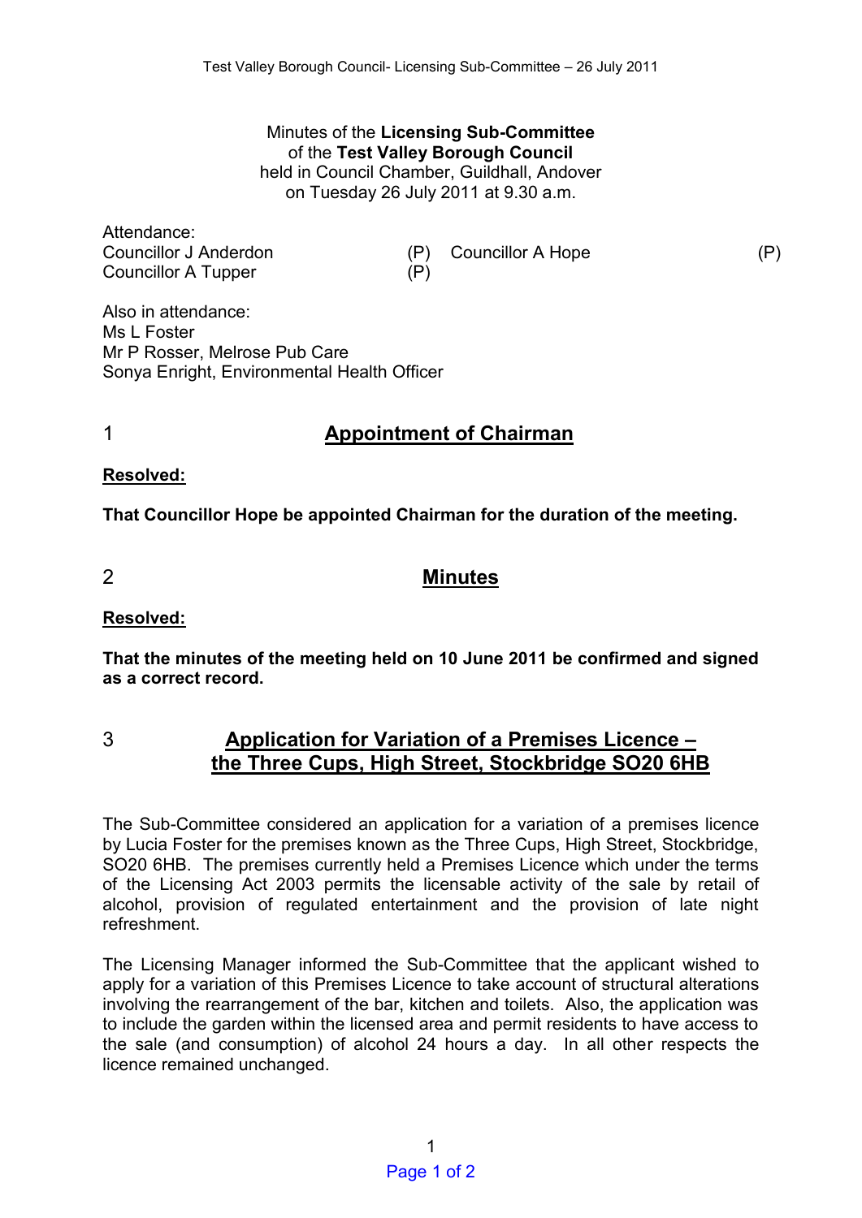Minutes of the **Licensing Sub-Committee**
of the **Test Valley Borough Council**
held in Council Chamber, Guildhall, Andover
on Tuesday 26 July 2011 at 9.30 a.m.

Attendance:

| | | | |
|---|---|---|---|
| Councillor J Anderdon | (P) | Councillor A Hope | (P) |
| Councillor A Tupper | (P) | | |

Also in attendance:
Ms L Foster
Mr P Rosser, Melrose Pub Care
Sonya Enright, Environmental Health Officer

## 1 Appointment of Chairman

**Resolved:**

**That Councillor Hope be appointed Chairman for the duration of the meeting.**

## 2 Minutes

**Resolved:**

**That the minutes of the meeting held on 10 June 2011 be confirmed and signed as a correct record.**

## 3 Application for Variation of a Premises Licence – the Three Cups, High Street, Stockbridge SO20 6HB

The Sub-Committee considered an application for a variation of a premises licence by Lucia Foster for the premises known as the Three Cups, High Street, Stockbridge, SO20 6HB. The premises currently held a Premises Licence which under the terms of the Licensing Act 2003 permits the licensable activity of the sale by retail of alcohol, provision of regulated entertainment and the provision of late night refreshment.

The Licensing Manager informed the Sub-Committee that the applicant wished to apply for a variation of this Premises Licence to take account of structural alterations involving the rearrangement of the bar, kitchen and toilets. Also, the application was to include the garden within the licensed area and permit residents to have access to the sale (and consumption) of alcohol 24 hours a day. In all other respects the licence remained unchanged.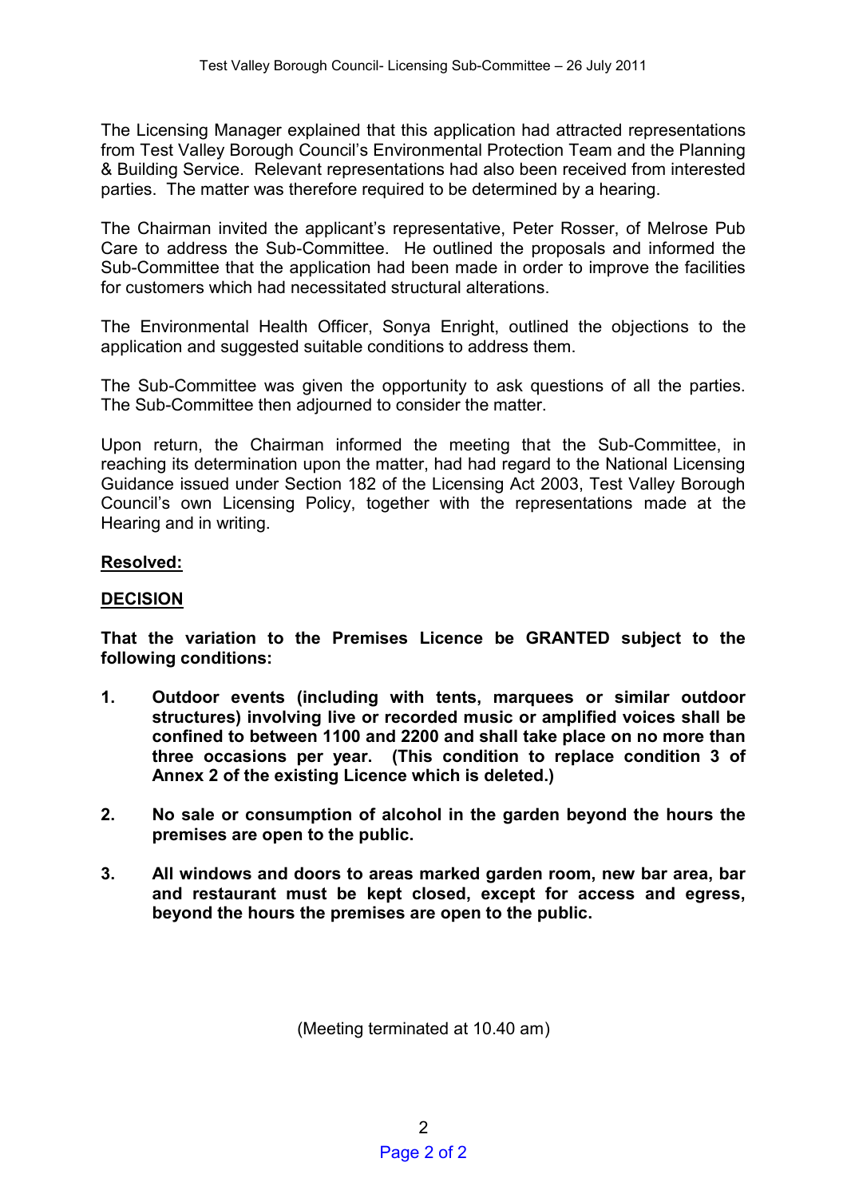The Licensing Manager explained that this application had attracted representations from Test Valley Borough Council's Environmental Protection Team and the Planning & Building Service. Relevant representations had also been received from interested parties. The matter was therefore required to be determined by a hearing.

The Chairman invited the applicant's representative, Peter Rosser, of Melrose Pub Care to address the Sub-Committee. He outlined the proposals and informed the Sub-Committee that the application had been made in order to improve the facilities for customers which had necessitated structural alterations.

The Environmental Health Officer, Sonya Enright, outlined the objections to the application and suggested suitable conditions to address them.

The Sub-Committee was given the opportunity to ask questions of all the parties. The Sub-Committee then adjourned to consider the matter.

Upon return, the Chairman informed the meeting that the Sub-Committee, in reaching its determination upon the matter, had had regard to the National Licensing Guidance issued under Section 182 of the Licensing Act 2003, Test Valley Borough Council's own Licensing Policy, together with the representations made at the Hearing and in writing.

**Resolved:**

**DECISION**

**That the variation to the Premises Licence be GRANTED subject to the following conditions:**

1. **Outdoor events (including with tents, marquees or similar outdoor structures) involving live or recorded music or amplified voices shall be confined to between 1100 and 2200 and shall take place on no more than three occasions per year. (This condition to replace condition 3 of Annex 2 of the existing Licence which is deleted.)**

2. **No sale or consumption of alcohol in the garden beyond the hours the premises are open to the public.**

3. **All windows and doors to areas marked garden room, new bar area, bar and restaurant must be kept closed, except for access and egress, beyond the hours the premises are open to the public.**

(Meeting terminated at 10.40 am)